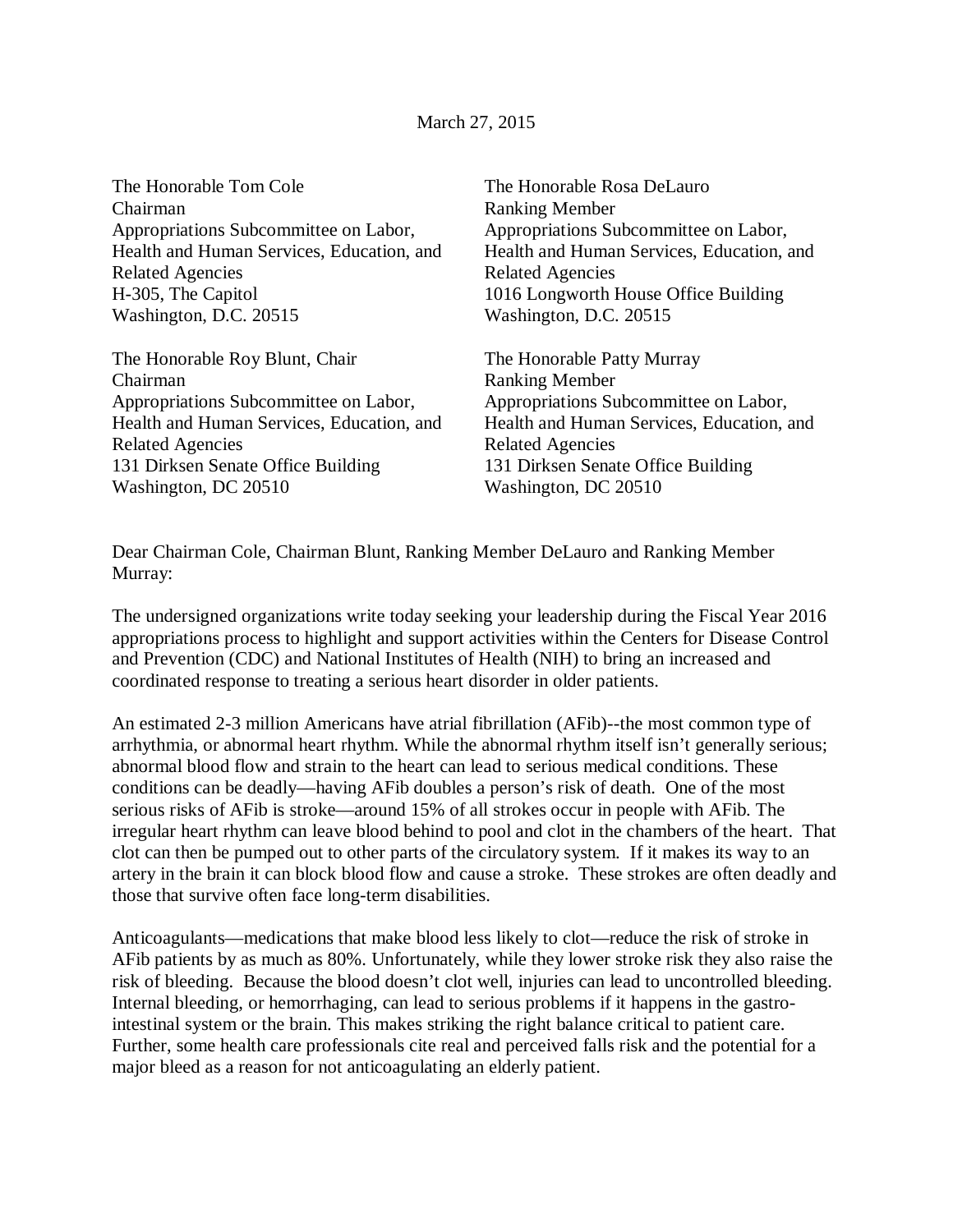March 27, 2015

The Honorable Tom Cole
Chairman
Appropriations Subcommittee on Labor, Health and Human Services, Education, and Related Agencies
H-305, The Capitol
Washington, D.C. 20515

The Honorable Rosa DeLauro
Ranking Member
Appropriations Subcommittee on Labor, Health and Human Services, Education, and Related Agencies
1016 Longworth House Office Building
Washington, D.C. 20515

The Honorable Roy Blunt, Chair
Chairman
Appropriations Subcommittee on Labor, Health and Human Services, Education, and Related Agencies
131 Dirksen Senate Office Building
Washington, DC 20510

The Honorable Patty Murray
Ranking Member
Appropriations Subcommittee on Labor, Health and Human Services, Education, and Related Agencies
131 Dirksen Senate Office Building
Washington, DC 20510

Dear Chairman Cole, Chairman Blunt, Ranking Member DeLauro and Ranking Member Murray:

The undersigned organizations write today seeking your leadership during the Fiscal Year 2016 appropriations process to highlight and support activities within the Centers for Disease Control and Prevention (CDC) and National Institutes of Health (NIH) to bring an increased and coordinated response to treating a serious heart disorder in older patients.

An estimated 2-3 million Americans have atrial fibrillation (AFib)--the most common type of arrhythmia, or abnormal heart rhythm. While the abnormal rhythm itself isn't generally serious; abnormal blood flow and strain to the heart can lead to serious medical conditions. These conditions can be deadly—having AFib doubles a person's risk of death. One of the most serious risks of AFib is stroke—around 15% of all strokes occur in people with AFib. The irregular heart rhythm can leave blood behind to pool and clot in the chambers of the heart. That clot can then be pumped out to other parts of the circulatory system. If it makes its way to an artery in the brain it can block blood flow and cause a stroke. These strokes are often deadly and those that survive often face long-term disabilities.

Anticoagulants—medications that make blood less likely to clot—reduce the risk of stroke in AFib patients by as much as 80%. Unfortunately, while they lower stroke risk they also raise the risk of bleeding. Because the blood doesn't clot well, injuries can lead to uncontrolled bleeding. Internal bleeding, or hemorrhaging, can lead to serious problems if it happens in the gastro-intestinal system or the brain. This makes striking the right balance critical to patient care. Further, some health care professionals cite real and perceived falls risk and the potential for a major bleed as a reason for not anticoagulating an elderly patient.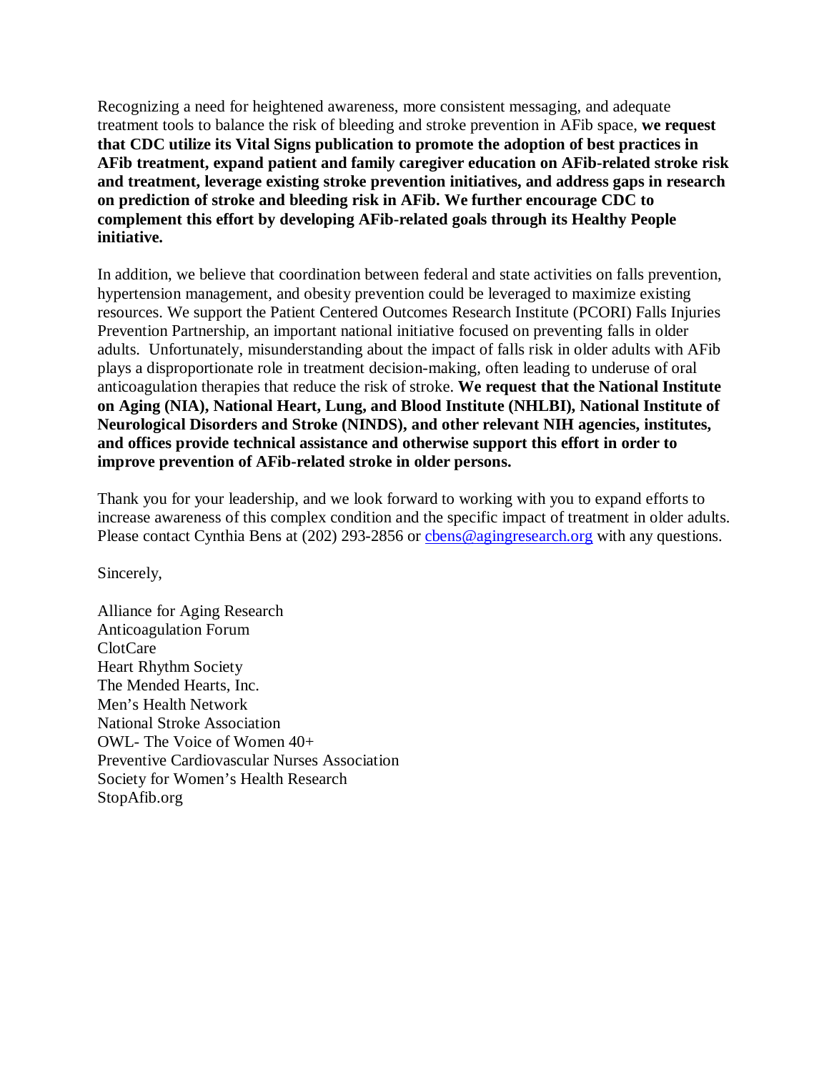Recognizing a need for heightened awareness, more consistent messaging, and adequate treatment tools to balance the risk of bleeding and stroke prevention in AFib space, **we request that CDC utilize its Vital Signs publication to promote the adoption of best practices in AFib treatment, expand patient and family caregiver education on AFib-related stroke risk and treatment, leverage existing stroke prevention initiatives, and address gaps in research on prediction of stroke and bleeding risk in AFib. We further encourage CDC to complement this effort by developing AFib-related goals through its Healthy People initiative.**

In addition, we believe that coordination between federal and state activities on falls prevention, hypertension management, and obesity prevention could be leveraged to maximize existing resources. We support the Patient Centered Outcomes Research Institute (PCORI) Falls Injuries Prevention Partnership, an important national initiative focused on preventing falls in older adults. Unfortunately, misunderstanding about the impact of falls risk in older adults with AFib plays a disproportionate role in treatment decision-making, often leading to underuse of oral anticoagulation therapies that reduce the risk of stroke. **We request that the National Institute on Aging (NIA), National Heart, Lung, and Blood Institute (NHLBI), National Institute of Neurological Disorders and Stroke (NINDS), and other relevant NIH agencies, institutes, and offices provide technical assistance and otherwise support this effort in order to improve prevention of AFib-related stroke in older persons.**

Thank you for your leadership, and we look forward to working with you to expand efforts to increase awareness of this complex condition and the specific impact of treatment in older adults. Please contact Cynthia Bens at (202) 293-2856 or cbens@agingresearch.org with any questions.

Sincerely,

Alliance for Aging Research
Anticoagulation Forum
ClotCare
Heart Rhythm Society
The Mended Hearts, Inc.
Men's Health Network
National Stroke Association
OWL- The Voice of Women 40+
Preventive Cardiovascular Nurses Association
Society for Women's Health Research
StopAfib.org